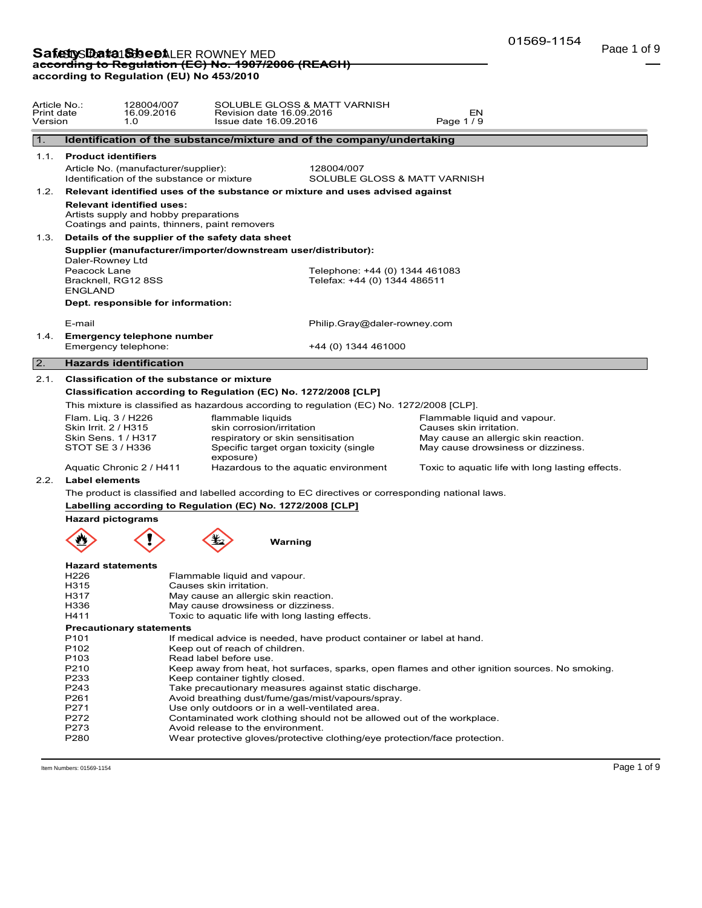# Safety Data Sheet

**according to Regulation (EC) No. 1907/2006 (REACH)**
**according to Regulation (EU) No 453/2010**

| | | | |
|---|---|---|---|
| Article No.: | 128004/007 | SOLUBLE GLOSS & MATT VARNISH | |
| Print date | 16.09.2016 | Revision date 16.09.2016 | EN |
| Version | 1.0 | Issue date 16.09.2016 | Page 1 / 9 |

## 1. Identification of the substance/mixture and of the company/undertaking

### 1.1. Product identifiers

Article No. (manufacturer/supplier): 128004/007
Identification of the substance or mixture: SOLUBLE GLOSS & MATT VARNISH

### 1.2. Relevant identified uses of the substance or mixture and uses advised against

**Relevant identified uses:**
Artists supply and hobby preparations
Coatings and paints, thinners, paint removers

### 1.3. Details of the supplier of the safety data sheet

**Supplier (manufacturer/importer/downstream user/distributor):**
Daler-Rowney Ltd
Peacock Lane
Bracknell, RG12 8SS
ENGLAND

Telephone: +44 (0) 1344 461083
Telefax: +44 (0) 1344 486511

**Dept. responsible for information:**

E-mail: Philip.Gray@daler-rowney.com

### 1.4. Emergency telephone number

Emergency telephone: +44 (0) 1344 461000

## 2. Hazards identification

### 2.1. Classification of the substance or mixture

**Classification according to Regulation (EC) No. 1272/2008 [CLP]**

This mixture is classified as hazardous according to regulation (EC) No. 1272/2008 [CLP].

| | | |
|---|---|---|
| Flam. Liq. 3 / H226 | flammable liquids | Flammable liquid and vapour. |
| Skin Irrit. 2 / H315 | skin corrosion/irritation | Causes skin irritation. |
| Skin Sens. 1 / H317 | respiratory or skin sensitisation | May cause an allergic skin reaction. |
| STOT SE 3 / H336 | Specific target organ toxicity (single exposure) | May cause drowsiness or dizziness. |
| Aquatic Chronic 2 / H411 | Hazardous to the aquatic environment | Toxic to aquatic life with long lasting effects. |

### 2.2. Label elements

The product is classified and labelled according to EC directives or corresponding national laws.

**Labelling according to Regulation (EC) No. 1272/2008 [CLP]**

**Hazard pictograms**

**Warning**

**Hazard statements**

| | |
|---|---|
| H226 | Flammable liquid and vapour. |
| H315 | Causes skin irritation. |
| H317 | May cause an allergic skin reaction. |
| H336 | May cause drowsiness or dizziness. |
| H411 | Toxic to aquatic life with long lasting effects. |

**Precautionary statements**

| | |
|---|---|
| P101 | If medical advice is needed, have product container or label at hand. |
| P102 | Keep out of reach of children. |
| P103 | Read label before use. |
| P210 | Keep away from heat, hot surfaces, sparks, open flames and other ignition sources. No smoking. |
| P233 | Keep container tightly closed. |
| P243 | Take precautionary measures against static discharge. |
| P261 | Avoid breathing dust/fume/gas/mist/vapours/spray. |
| P271 | Use only outdoors or in a well-ventilated area. |
| P272 | Contaminated work clothing should not be allowed out of the workplace. |
| P273 | Avoid release to the environment. |
| P280 | Wear protective gloves/protective clothing/eye protection/face protection. |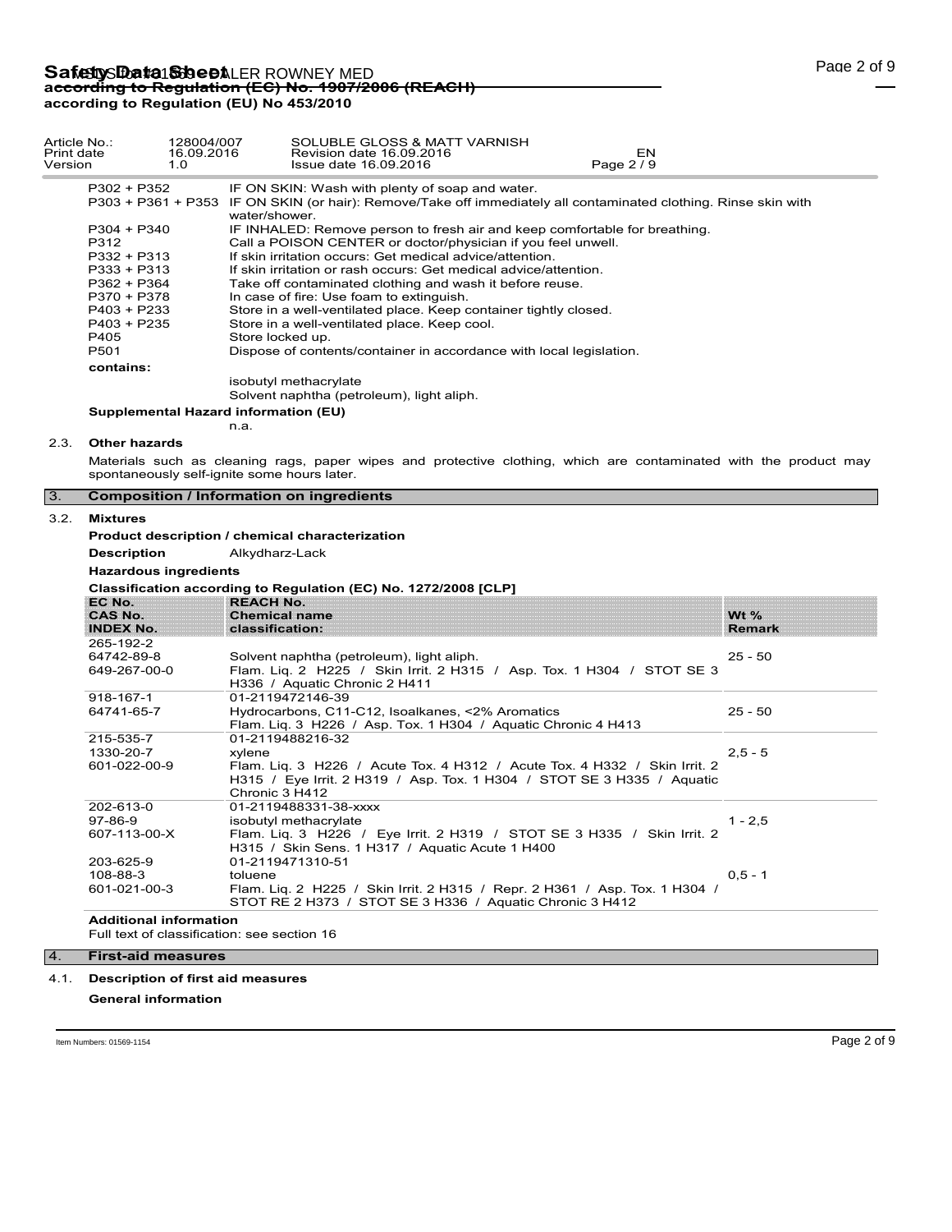| | |
|---|---|
| P302 + P352 | IF ON SKIN: Wash with plenty of soap and water. |
| P303 + P361 + P353 | IF ON SKIN (or hair): Remove/Take off immediately all contaminated clothing. Rinse skin with water/shower. |
| P304 + P340 | IF INHALED: Remove person to fresh air and keep comfortable for breathing. |
| P312 | Call a POISON CENTER or doctor/physician if you feel unwell. |
| P332 + P313 | If skin irritation occurs: Get medical advice/attention. |
| P333 + P313 | If skin irritation or rash occurs: Get medical advice/attention. |
| P362 + P364 | Take off contaminated clothing and wash it before reuse. |
| P370 + P378 | In case of fire: Use foam to extinguish. |
| P403 + P233 | Store in a well-ventilated place. Keep container tightly closed. |
| P403 + P235 | Store in a well-ventilated place. Keep cool. |
| P405 | Store locked up. |
| P501 | Dispose of contents/container in accordance with local legislation. |

**contains:**

isobutyl methacrylate
Solvent naphtha (petroleum), light aliph.

**Supplemental Hazard information (EU)**

n.a.

### 2.3. Other hazards

Materials such as cleaning rags, paper wipes and protective clothing, which are contaminated with the product may spontaneously self-ignite some hours later.

## 3. Composition / Information on ingredients

### 3.2. Mixtures

**Product description / chemical characterization**

**Description** Alkydharz-Lack

**Hazardous ingredients**

**Classification according to Regulation (EC) No. 1272/2008 [CLP]**

| EC No.<br>CAS No.<br>INDEX No. | REACH No.<br>Chemical name<br>classification: | Wt %<br>Remark |
|---|---|---|
| 265-192-2<br>64742-89-8<br>649-267-00-0 | Solvent naphtha (petroleum), light aliph.<br>Flam. Liq. 2 H225 / Skin Irrit. 2 H315 / Asp. Tox. 1 H304 / STOT SE 3 H336 / Aquatic Chronic 2 H411 | 25 - 50 |
| 918-167-1<br>64741-65-7 | 01-2119472146-39<br>Hydrocarbons, C11-C12, Isoalkanes, <2% Aromatics<br>Flam. Liq. 3 H226 / Asp. Tox. 1 H304 / Aquatic Chronic 4 H413 | 25 - 50 |
| 215-535-7<br>1330-20-7<br>601-022-00-9 | 01-2119488216-32<br>xylene<br>Flam. Liq. 3 H226 / Acute Tox. 4 H312 / Acute Tox. 4 H332 / Skin Irrit. 2 H315 / Eye Irrit. 2 H319 / Asp. Tox. 1 H304 / STOT SE 3 H335 / Aquatic Chronic 3 H412 | 2,5 - 5 |
| 202-613-0<br>97-86-9<br>607-113-00-X | 01-2119488331-38-xxxx<br>isobutyl methacrylate<br>Flam. Liq. 3 H226 / Eye Irrit. 2 H319 / STOT SE 3 H335 / Skin Irrit. 2 H315 / Skin Sens. 1 H317 / Aquatic Acute 1 H400 | 1 - 2,5 |
| 203-625-9<br>108-88-3<br>601-021-00-3 | 01-2119471310-51<br>toluene<br>Flam. Liq. 2 H225 / Skin Irrit. 2 H315 / Repr. 2 H361 / Asp. Tox. 1 H304 / STOT RE 2 H373 / STOT SE 3 H336 / Aquatic Chronic 3 H412 | 0,5 - 1 |

**Additional information**

Full text of classification: see section 16

## 4. First-aid measures

### 4.1. Description of first aid measures

**General information**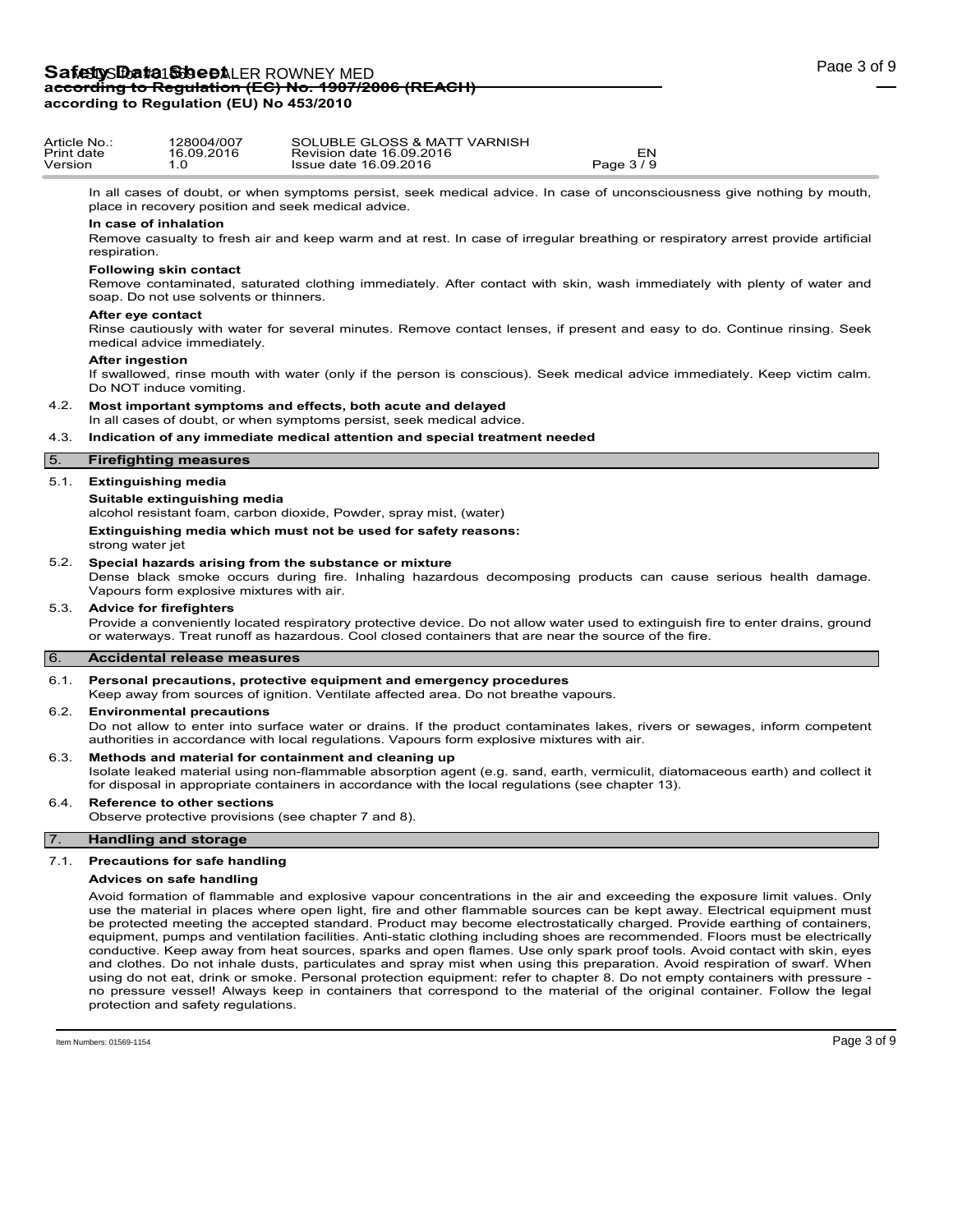In all cases of doubt, or when symptoms persist, seek medical advice. In case of unconsciousness give nothing by mouth, place in recovery position and seek medical advice.

**In case of inhalation**

Remove casualty to fresh air and keep warm and at rest. In case of irregular breathing or respiratory arrest provide artificial respiration.

**Following skin contact**

Remove contaminated, saturated clothing immediately. After contact with skin, wash immediately with plenty of water and soap. Do not use solvents or thinners.

**After eye contact**

Rinse cautiously with water for several minutes. Remove contact lenses, if present and easy to do. Continue rinsing. Seek medical advice immediately.

**After ingestion**

If swallowed, rinse mouth with water (only if the person is conscious). Seek medical advice immediately. Keep victim calm. Do NOT induce vomiting.

### 4.2. Most important symptoms and effects, both acute and delayed

In all cases of doubt, or when symptoms persist, seek medical advice.

### 4.3. Indication of any immediate medical attention and special treatment needed

## 5. Firefighting measures

### 5.1. Extinguishing media

**Suitable extinguishing media**

alcohol resistant foam, carbon dioxide, Powder, spray mist, (water)

**Extinguishing media which must not be used for safety reasons:**

strong water jet

### 5.2. Special hazards arising from the substance or mixture

Dense black smoke occurs during fire. Inhaling hazardous decomposing products can cause serious health damage. Vapours form explosive mixtures with air.

### 5.3. Advice for firefighters

Provide a conveniently located respiratory protective device. Do not allow water used to extinguish fire to enter drains, ground or waterways. Treat runoff as hazardous. Cool closed containers that are near the source of the fire.

## 6. Accidental release measures

### 6.1. Personal precautions, protective equipment and emergency procedures

Keep away from sources of ignition. Ventilate affected area. Do not breathe vapours.

### 6.2. Environmental precautions

Do not allow to enter into surface water or drains. If the product contaminates lakes, rivers or sewages, inform competent authorities in accordance with local regulations. Vapours form explosive mixtures with air.

### 6.3. Methods and material for containment and cleaning up

Isolate leaked material using non-flammable absorption agent (e.g. sand, earth, vermiculit, diatomaceous earth) and collect it for disposal in appropriate containers in accordance with the local regulations (see chapter 13).

### 6.4. Reference to other sections

Observe protective provisions (see chapter 7 and 8).

## 7. Handling and storage

### 7.1. Precautions for safe handling

**Advices on safe handling**

Avoid formation of flammable and explosive vapour concentrations in the air and exceeding the exposure limit values. Only use the material in places where open light, fire and other flammable sources can be kept away. Electrical equipment must be protected meeting the accepted standard. Product may become electrostatically charged. Provide earthing of containers, equipment, pumps and ventilation facilities. Anti-static clothing including shoes are recommended. Floors must be electrically conductive. Keep away from heat sources, sparks and open flames. Use only spark proof tools. Avoid contact with skin, eyes and clothes. Do not inhale dusts, particulates and spray mist when using this preparation. Avoid respiration of swarf. When using do not eat, drink or smoke. Personal protection equipment: refer to chapter 8. Do not empty containers with pressure - no pressure vessel! Always keep in containers that correspond to the material of the original container. Follow the legal protection and safety regulations.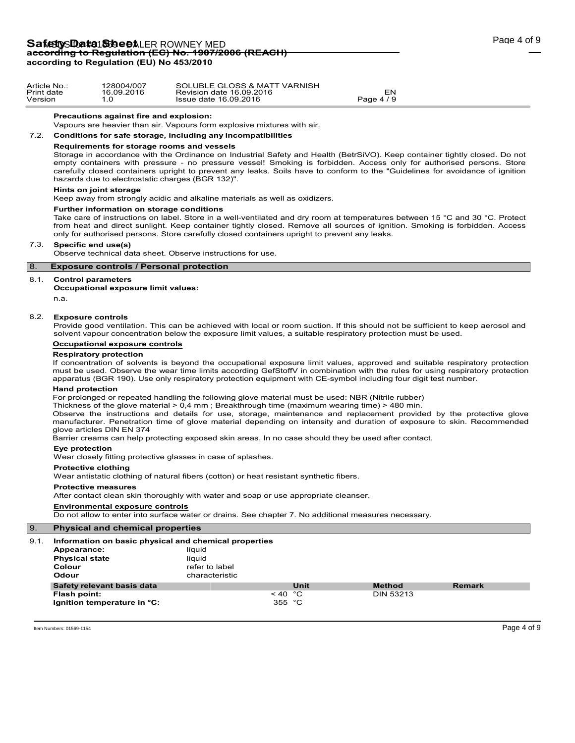**Precautions against fire and explosion:**

Vapours are heavier than air. Vapours form explosive mixtures with air.

### 7.2. Conditions for safe storage, including any incompatibilities

**Requirements for storage rooms and vessels**

Storage in accordance with the Ordinance on Industrial Safety and Health (BetrSiVO). Keep container tightly closed. Do not empty containers with pressure - no pressure vessel! Smoking is forbidden. Access only for authorised persons. Store carefully closed containers upright to prevent any leaks. Soils have to conform to the "Guidelines for avoidance of ignition hazards due to electrostatic charges (BGR 132)".

**Hints on joint storage**

Keep away from strongly acidic and alkaline materials as well as oxidizers.

**Further information on storage conditions**

Take care of instructions on label. Store in a well-ventilated and dry room at temperatures between 15 °C and 30 °C. Protect from heat and direct sunlight. Keep container tightly closed. Remove all sources of ignition. Smoking is forbidden. Access only for authorised persons. Store carefully closed containers upright to prevent any leaks.

### 7.3. Specific end use(s)

Observe technical data sheet. Observe instructions for use.

## 8. Exposure controls / Personal protection

### 8.1. Control parameters

**Occupational exposure limit values:**

n.a.

### 8.2. Exposure controls

Provide good ventilation. This can be achieved with local or room suction. If this should not be sufficient to keep aerosol and solvent vapour concentration below the exposure limit values, a suitable respiratory protection must be used.

**Occupational exposure controls**

**Respiratory protection**

If concentration of solvents is beyond the occupational exposure limit values, approved and suitable respiratory protection must be used. Observe the wear time limits according GefStoffV in combination with the rules for using respiratory protection apparatus (BGR 190). Use only respiratory protection equipment with CE-symbol including four digit test number.

**Hand protection**

For prolonged or repeated handling the following glove material must be used: NBR (Nitrile rubber)

Thickness of the glove material > 0,4 mm ; Breakthrough time (maximum wearing time) > 480 min.

Observe the instructions and details for use, storage, maintenance and replacement provided by the protective glove manufacturer. Penetration time of glove material depending on intensity and duration of exposure to skin. Recommended glove articles DIN EN 374

Barrier creams can help protecting exposed skin areas. In no case should they be used after contact.

**Eye protection**

Wear closely fitting protective glasses in case of splashes.

**Protective clothing**

Wear antistatic clothing of natural fibers (cotton) or heat resistant synthetic fibers.

**Protective measures**

After contact clean skin thoroughly with water and soap or use appropriate cleanser.

**Environmental exposure controls**

Do not allow to enter into surface water or drains. See chapter 7. No additional measures necessary.

## 9. Physical and chemical properties

### 9.1. Information on basic physical and chemical properties

| | |
|---|---|
| **Appearance:** | liquid |
| **Physical state** | liquid |
| **Colour** | refer to label |
| **Odour** | characteristic |

| Safety relevant basis data | | Unit | Method | Remark |
|---|---|---|---|---|
| **Flash point:** | < 40 | °C | DIN 53213 | |
| **Ignition temperature in °C:** | 355 | °C | | |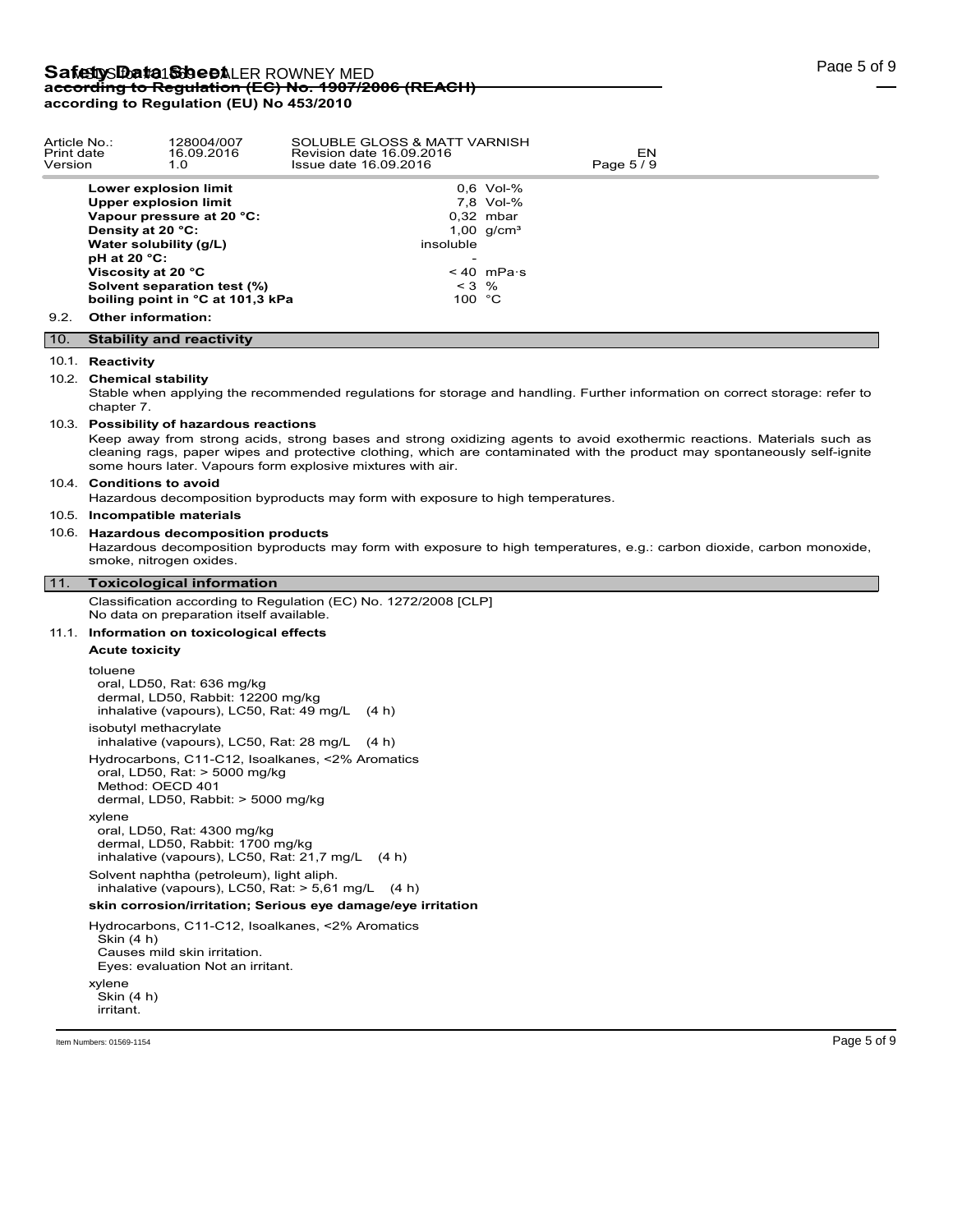| | | |
|---|---|---|
| **Lower explosion limit** | 0,6 | Vol-% |
| **Upper explosion limit** | 7,8 | Vol-% |
| **Vapour pressure at 20 °C:** | 0,32 | mbar |
| **Density at 20 °C:** | 1,00 | g/cm³ |
| **Water solubility (g/L)** | insoluble | |
| **pH at 20 °C:** | - | |
| **Viscosity at 20 °C** | < 40 | mPa·s |
| **Solvent separation test (%)** | < 3 | % |
| **boiling point in °C at 101,3 kPa** | 100 | °C |

9.2. **Other information:**

## 10. Stability and reactivity

10.1. **Reactivity**

10.2. **Chemical stability**

Stable when applying the recommended regulations for storage and handling. Further information on correct storage: refer to chapter 7.

10.3. **Possibility of hazardous reactions**

Keep away from strong acids, strong bases and strong oxidizing agents to avoid exothermic reactions. Materials such as cleaning rags, paper wipes and protective clothing, which are contaminated with the product may spontaneously self-ignite some hours later. Vapours form explosive mixtures with air.

10.4. **Conditions to avoid**

Hazardous decomposition byproducts may form with exposure to high temperatures.

10.5. **Incompatible materials**

10.6. **Hazardous decomposition products**

Hazardous decomposition byproducts may form with exposure to high temperatures, e.g.: carbon dioxide, carbon monoxide, smoke, nitrogen oxides.

## 11. Toxicological information

Classification according to Regulation (EC) No. 1272/2008 [CLP]
No data on preparation itself available.

11.1. **Information on toxicological effects**

**Acute toxicity**

toluene
- oral, LD50, Rat: 636 mg/kg
- dermal, LD50, Rabbit: 12200 mg/kg
- inhalative (vapours), LC50, Rat: 49 mg/L (4 h)

isobutyl methacrylate
- inhalative (vapours), LC50, Rat: 28 mg/L (4 h)

Hydrocarbons, C11-C12, Isoalkanes, <2% Aromatics
- oral, LD50, Rat: > 5000 mg/kg
- Method: OECD 401
- dermal, LD50, Rabbit: > 5000 mg/kg

xylene
- oral, LD50, Rat: 4300 mg/kg
- dermal, LD50, Rabbit: 1700 mg/kg
- inhalative (vapours), LC50, Rat: 21,7 mg/L (4 h)

Solvent naphtha (petroleum), light aliph.
- inhalative (vapours), LC50, Rat: > 5,61 mg/L (4 h)

**skin corrosion/irritation; Serious eye damage/eye irritation**

Hydrocarbons, C11-C12, Isoalkanes, <2% Aromatics
- Skin (4 h)
- Causes mild skin irritation.
- Eyes: evaluation Not an irritant.

xylene
- Skin (4 h)
- irritant.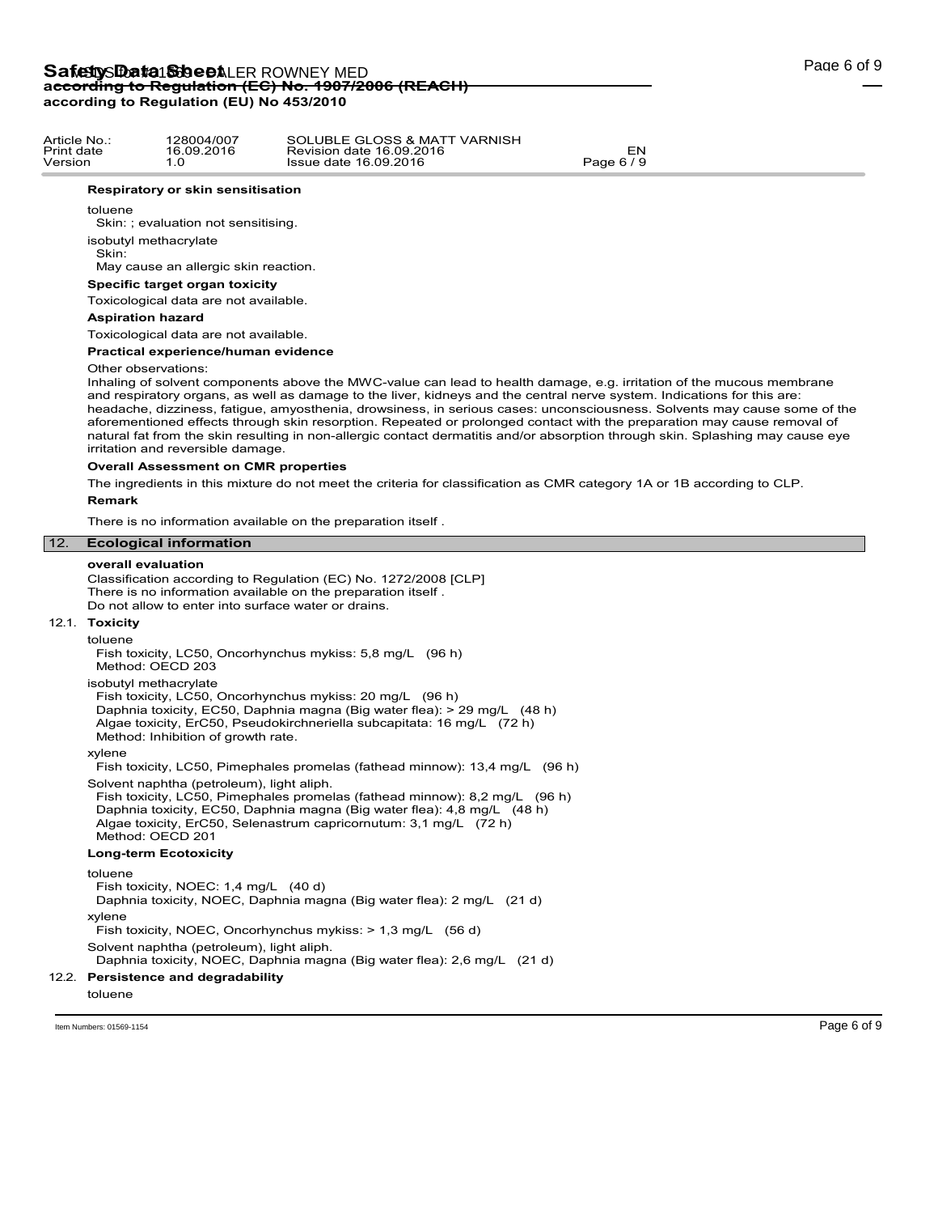| Article No.: | 128004/007 | SOLUBLE GLOSS & MATT VARNISH | |
|---|---|---|---|
| Print date | 16.09.2016 | Revision date 16.09.2016 | EN |
| Version | 1.0 | Issue date 16.09.2016 | |

**Respiratory or skin sensitisation**

toluene
Skin: ; evaluation not sensitising.

isobutyl methacrylate
Skin:
May cause an allergic skin reaction.

**Specific target organ toxicity**

Toxicological data are not available.

**Aspiration hazard**

Toxicological data are not available.

**Practical experience/human evidence**

Other observations:
Inhaling of solvent components above the MWC-value can lead to health damage, e.g. irritation of the mucous membrane and respiratory organs, as well as damage to the liver, kidneys and the central nerve system. Indications for this are: headache, dizziness, fatigue, amyosthenia, drowsiness, in serious cases: unconsciousness. Solvents may cause some of the aforementioned effects through skin resorption. Repeated or prolonged contact with the preparation may cause removal of natural fat from the skin resulting in non-allergic contact dermatitis and/or absorption through skin. Splashing may cause eye irritation and reversible damage.

**Overall Assessment on CMR properties**

The ingredients in this mixture do not meet the criteria for classification as CMR category 1A or 1B according to CLP.

**Remark**

There is no information available on the preparation itself .

## 12. Ecological information

**overall evaluation**

Classification according to Regulation (EC) No. 1272/2008 [CLP]
There is no information available on the preparation itself .
Do not allow to enter into surface water or drains.

### 12.1. Toxicity

toluene
Fish toxicity, LC50, Oncorhynchus mykiss: 5,8 mg/L (96 h)
Method: OECD 203

isobutyl methacrylate
Fish toxicity, LC50, Oncorhynchus mykiss: 20 mg/L (96 h)
Daphnia toxicity, EC50, Daphnia magna (Big water flea): > 29 mg/L (48 h)
Algae toxicity, ErC50, Pseudokirchneriella subcapitata: 16 mg/L (72 h)
Method: Inhibition of growth rate.

xylene
Fish toxicity, LC50, Pimephales promelas (fathead minnow): 13,4 mg/L (96 h)

Solvent naphtha (petroleum), light aliph.
Fish toxicity, LC50, Pimephales promelas (fathead minnow): 8,2 mg/L (96 h)
Daphnia toxicity, EC50, Daphnia magna (Big water flea): 4,8 mg/L (48 h)
Algae toxicity, ErC50, Selenastrum capricornutum: 3,1 mg/L (72 h)
Method: OECD 201

**Long-term Ecotoxicity**

toluene
Fish toxicity, NOEC: 1,4 mg/L (40 d)
Daphnia toxicity, NOEC, Daphnia magna (Big water flea): 2 mg/L (21 d)

xylene
Fish toxicity, NOEC, Oncorhynchus mykiss: > 1,3 mg/L (56 d)

Solvent naphtha (petroleum), light aliph.
Daphnia toxicity, NOEC, Daphnia magna (Big water flea): 2,6 mg/L (21 d)

### 12.2. Persistence and degradability

toluene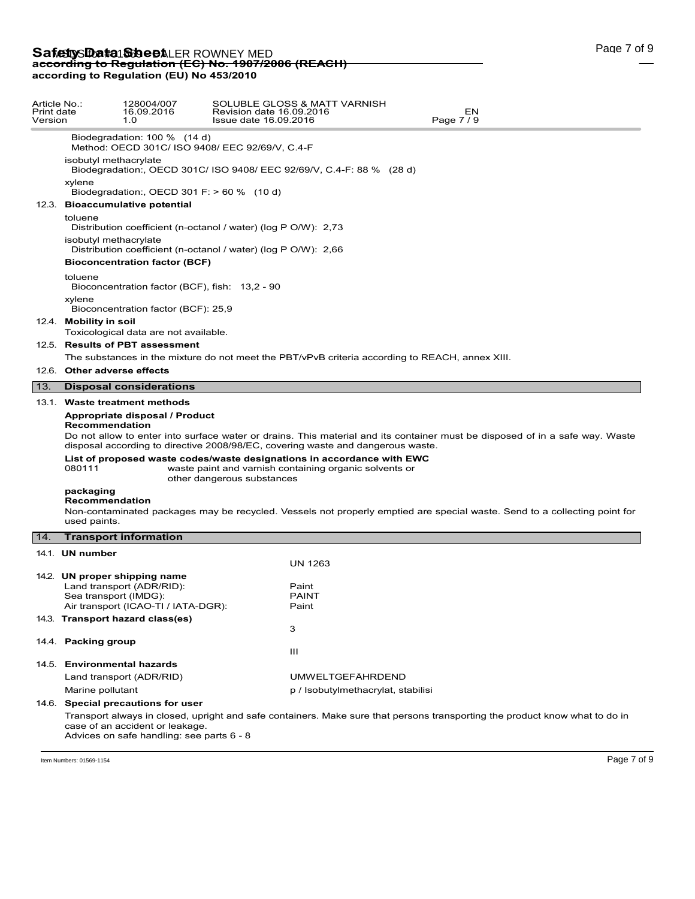Biodegradation: 100 % (14 d)
Method: OECD 301C/ ISO 9408/ EEC 92/69/V, C.4-F

isobutyl methacrylate
Biodegradation:, OECD 301C/ ISO 9408/ EEC 92/69/V, C.4-F: 88 % (28 d)

xylene
Biodegradation:, OECD 301 F: > 60 % (10 d)

### 12.3. Bioaccumulative potential

toluene
Distribution coefficient (n-octanol / water) (log P O/W): 2,73

isobutyl methacrylate
Distribution coefficient (n-octanol / water) (log P O/W): 2,66

**Bioconcentration factor (BCF)**

toluene
Bioconcentration factor (BCF), fish: 13,2 - 90

xylene
Bioconcentration factor (BCF): 25,9

### 12.4. Mobility in soil

Toxicological data are not available.

### 12.5. Results of PBT assessment

The substances in the mixture do not meet the PBT/vPvB criteria according to REACH, annex XIII.

### 12.6. Other adverse effects

## 13. Disposal considerations

### 13.1. Waste treatment methods

**Appropriate disposal / Product**
**Recommendation**

Do not allow to enter into surface water or drains. This material and its container must be disposed of in a safe way. Waste disposal according to directive 2008/98/EC, covering waste and dangerous waste.

**List of proposed waste codes/waste designations in accordance with EWC**

080111 waste paint and varnish containing organic solvents or other dangerous substances

**packaging**
**Recommendation**

Non-contaminated packages may be recycled. Vessels not properly emptied are special waste. Send to a collecting point for used paints.

## 14. Transport information

### 14.1. UN number

UN 1263

### 14.2. UN proper shipping name

| | |
|---|---|
| Land transport (ADR/RID): | Paint |
| Sea transport (IMDG): | PAINT |
| Air transport (ICAO-TI / IATA-DGR): | Paint |

### 14.3. Transport hazard class(es)

3

### 14.4. Packing group

III

### 14.5. Environmental hazards

| | |
|---|---|
| Land transport (ADR/RID) | UMWELTGEFÄHRDEND |
| Marine pollutant | p / Isobutylmethacrylat, stabilisi |

### 14.6. Special precautions for user

Transport always in closed, upright and safe containers. Make sure that persons transporting the product know what to do in case of an accident or leakage.
Advices on safe handling: see parts 6 - 8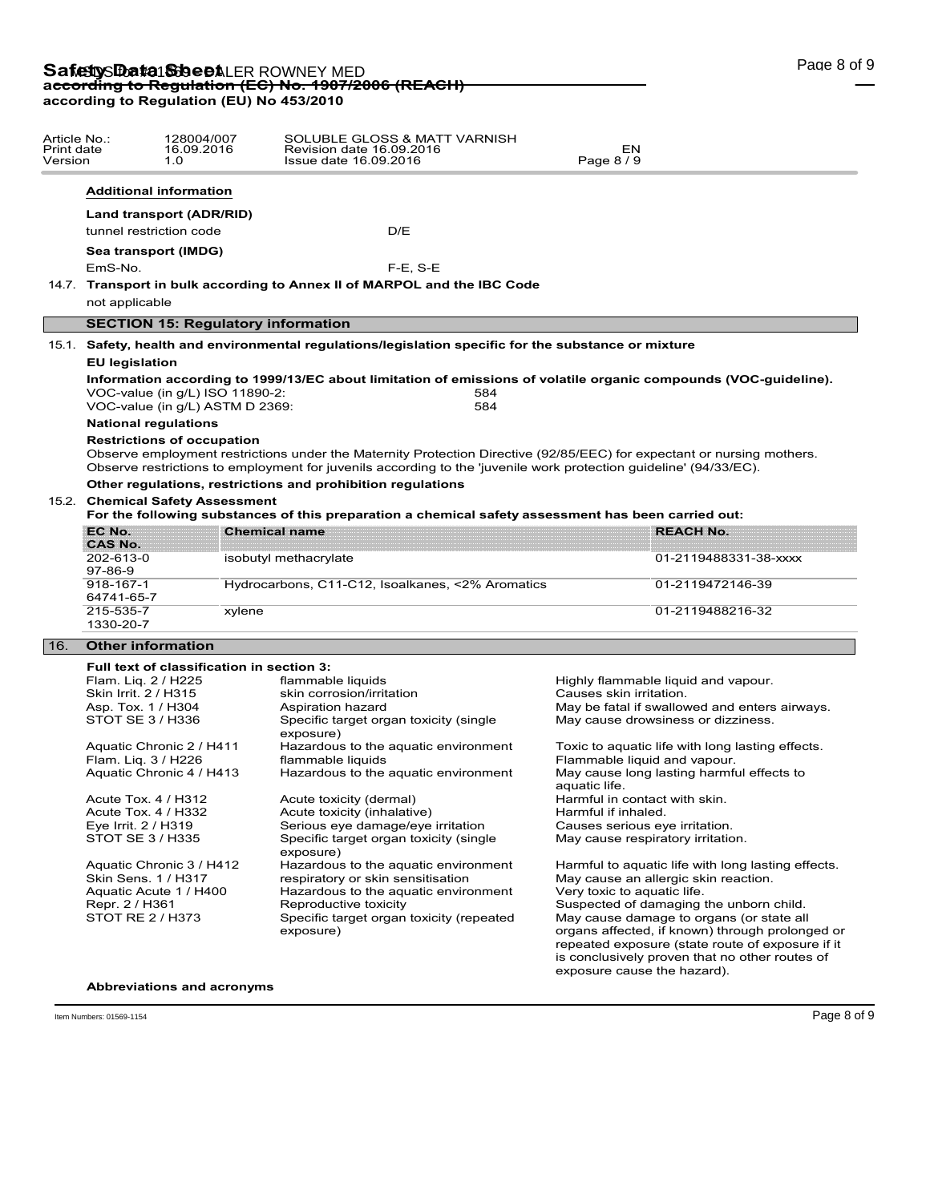**Additional information**

**Land transport (ADR/RID)**

tunnel restriction code D/E

**Sea transport (IMDG)**

EmS-No. F-E, S-E

14.7. **Transport in bulk according to Annex II of MARPOL and the IBC Code**

not applicable

## SECTION 15: Regulatory information

15.1. **Safety, health and environmental regulations/legislation specific for the substance or mixture**

**EU legislation**

**Information according to 1999/13/EC about limitation of emissions of volatile organic compounds (VOC-guideline).**

VOC-value (in g/L) ISO 11890-2: 584

VOC-value (in g/L) ASTM D 2369: 584

**National regulations**

**Restrictions of occupation**

Observe employment restrictions under the Maternity Protection Directive (92/85/EEC) for expectant or nursing mothers.
Observe restrictions to employment for juvenils according to the 'juvenile work protection guideline' (94/33/EC).

**Other regulations, restrictions and prohibition regulations**

15.2. **Chemical Safety Assessment**

**For the following substances of this preparation a chemical safety assessment has been carried out:**

| EC No. CAS No. | Chemical name | REACH No. |
|---|---|---|
| 202-613-0 97-86-9 | isobutyl methacrylate | 01-2119488331-38-xxxx |
| 918-167-1 64741-65-7 | Hydrocarbons, C11-C12, Isoalkanes, <2% Aromatics | 01-2119472146-39 |
| 215-535-7 1330-20-7 | xylene | 01-2119488216-32 |

## 16. Other information

**Full text of classification in section 3:**

| | | |
|---|---|---|
| Flam. Liq. 2 / H225 | flammable liquids | Highly flammable liquid and vapour. |
| Skin Irrit. 2 / H315 | skin corrosion/irritation | Causes skin irritation. |
| Asp. Tox. 1 / H304 | Aspiration hazard | May be fatal if swallowed and enters airways. |
| STOT SE 3 / H336 | Specific target organ toxicity (single exposure) | May cause drowsiness or dizziness. |
| Aquatic Chronic 2 / H411 | Hazardous to the aquatic environment | Toxic to aquatic life with long lasting effects. |
| Flam. Liq. 3 / H226 | flammable liquids | Flammable liquid and vapour. |
| Aquatic Chronic 4 / H413 | Hazardous to the aquatic environment | May cause long lasting harmful effects to aquatic life. |
| Acute Tox. 4 / H312 | Acute toxicity (dermal) | Harmful in contact with skin. |
| Acute Tox. 4 / H332 | Acute toxicity (inhalative) | Harmful if inhaled. |
| Eye Irrit. 2 / H319 | Serious eye damage/eye irritation | Causes serious eye irritation. |
| STOT SE 3 / H335 | Specific target organ toxicity (single exposure) | May cause respiratory irritation. |
| Aquatic Chronic 3 / H412 | Hazardous to the aquatic environment | Harmful to aquatic life with long lasting effects. |
| Skin Sens. 1 / H317 | respiratory or skin sensitisation | May cause an allergic skin reaction. |
| Aquatic Acute 1 / H400 | Hazardous to the aquatic environment | Very toxic to aquatic life. |
| Repr. 2 / H361 | Reproductive toxicity | Suspected of damaging the unborn child. |
| STOT RE 2 / H373 | Specific target organ toxicity (repeated exposure) | May cause damage to organs (or state all organs affected, if known) through prolonged or repeated exposure (state route of exposure if it is conclusively proven that no other routes of exposure cause the hazard). |

**Abbreviations and acronyms**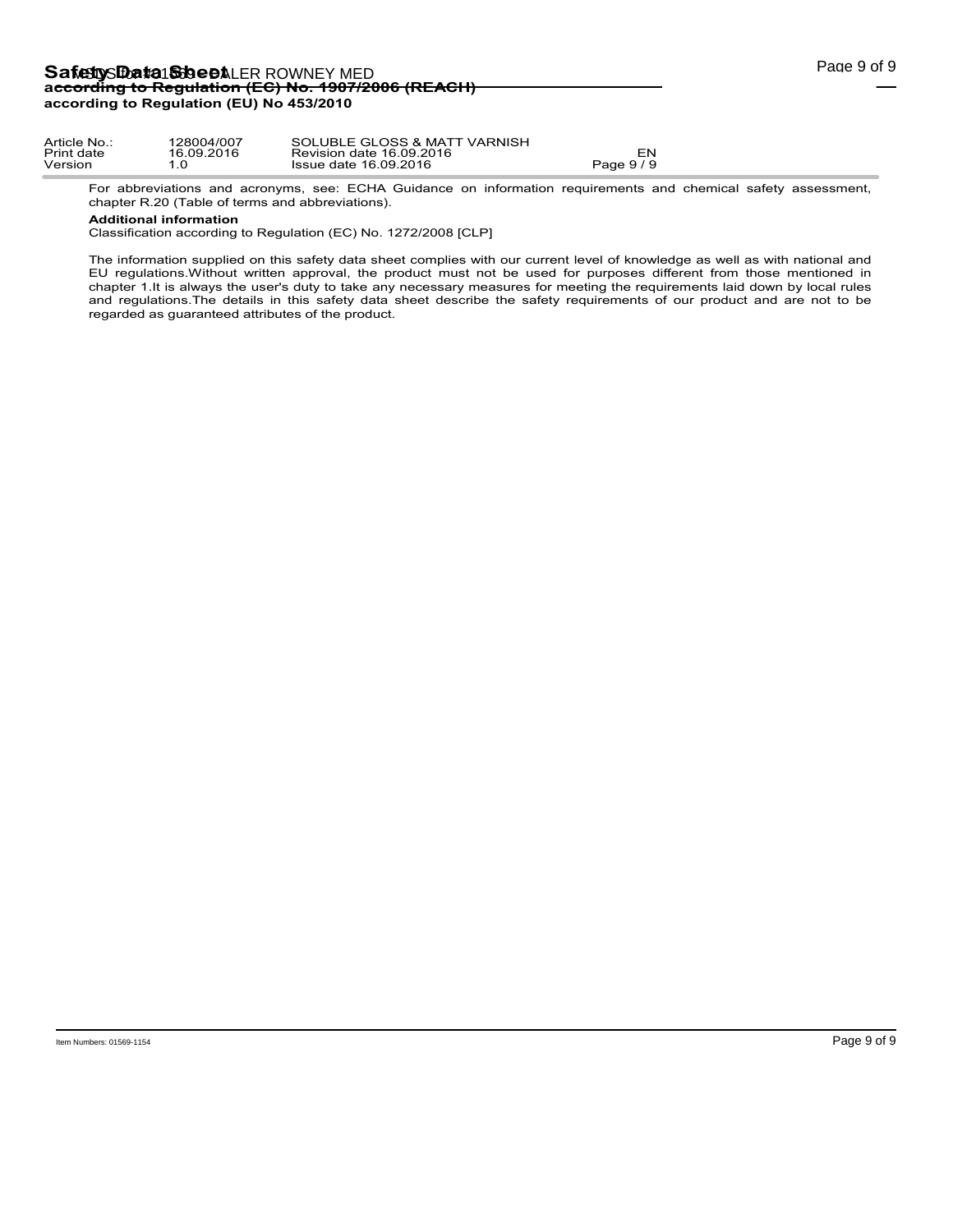For abbreviations and acronyms, see: ECHA Guidance on information requirements and chemical safety assessment, chapter R.20 (Table of terms and abbreviations).

**Additional information**

Classification according to Regulation (EC) No. 1272/2008 [CLP]

The information supplied on this safety data sheet complies with our current level of knowledge as well as with national and EU regulations.Without written approval, the product must not be used for purposes different from those mentioned in chapter 1.It is always the user's duty to take any necessary measures for meeting the requirements laid down by local rules and regulations.The details in this safety data sheet describe the safety requirements of our product and are not to be regarded as guaranteed attributes of the product.